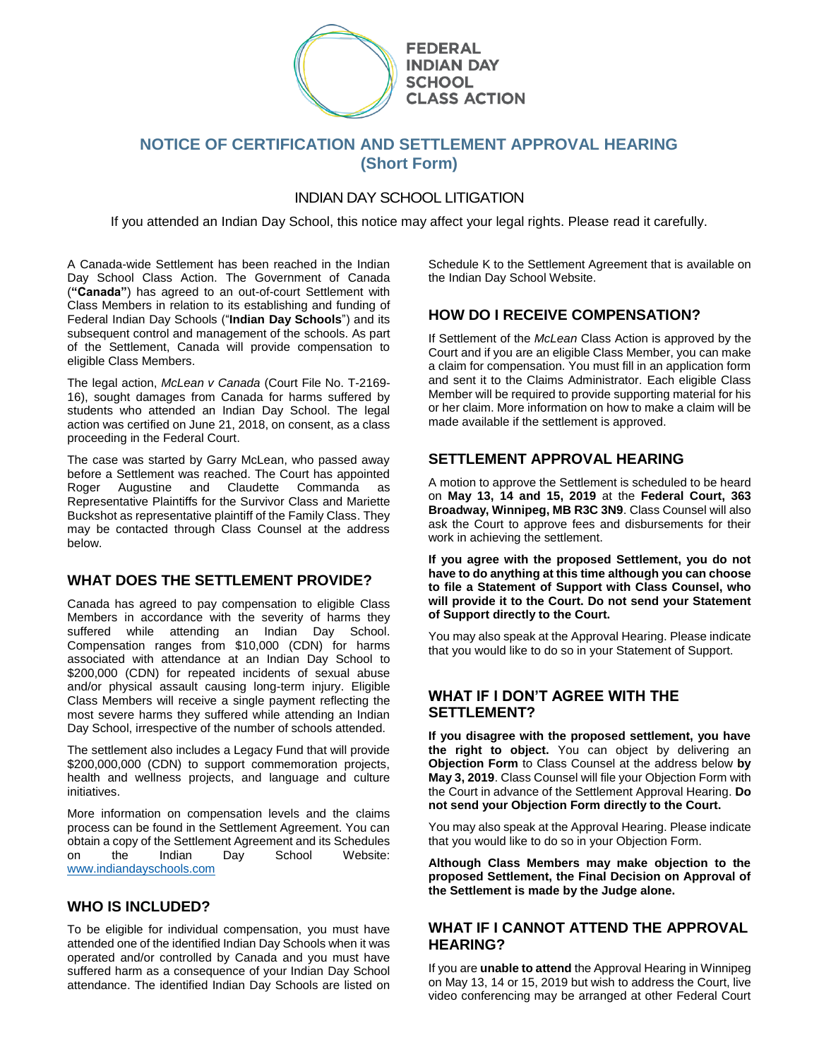FEDERAL INDIAN DAY SCHOOL CLASS ACTION

# NOTICE OF CERTIFICATION AND SETTLEMENT APPROVAL HEARING (Short Form)

## INDIAN DAY SCHOOL LITIGATION

If you attended an Indian Day School, this notice may affect your legal rights. Please read it carefully.

A Canada-wide Settlement has been reached in the Indian Day School Class Action. The Government of Canada (**"Canada"**) has agreed to an out-of-court Settlement with Class Members in relation to its establishing and funding of Federal Indian Day Schools ("**Indian Day Schools**") and its subsequent control and management of the schools. As part of the Settlement, Canada will provide compensation to eligible Class Members.

The legal action, *McLean v Canada* (Court File No. T-2169-16), sought damages from Canada for harms suffered by students who attended an Indian Day School. The legal action was certified on June 21, 2018, on consent, as a class proceeding in the Federal Court.

The case was started by Garry McLean, who passed away before a Settlement was reached. The Court has appointed Roger Augustine and Claudette Commanda as Representative Plaintiffs for the Survivor Class and Mariette Buckshot as representative plaintiff of the Family Class. They may be contacted through Class Counsel at the address below.

## WHAT DOES THE SETTLEMENT PROVIDE?

Canada has agreed to pay compensation to eligible Class Members in accordance with the severity of harms they suffered while attending an Indian Day School. Compensation ranges from $10,000 (CDN) for harms associated with attendance at an Indian Day School to $200,000 (CDN) for repeated incidents of sexual abuse and/or physical assault causing long-term injury. Eligible Class Members will receive a single payment reflecting the most severe harms they suffered while attending an Indian Day School, irrespective of the number of schools attended.

The settlement also includes a Legacy Fund that will provide $200,000,000 (CDN) to support commemoration projects, health and wellness projects, and language and culture initiatives.

More information on compensation levels and the claims process can be found in the Settlement Agreement. You can obtain a copy of the Settlement Agreement and its Schedules on the Indian Day School Website: www.indiandayschools.com

## WHO IS INCLUDED?

To be eligible for individual compensation, you must have attended one of the identified Indian Day Schools when it was operated and/or controlled by Canada and you must have suffered harm as a consequence of your Indian Day School attendance. The identified Indian Day Schools are listed on Schedule K to the Settlement Agreement that is available on the Indian Day School Website.

## HOW DO I RECEIVE COMPENSATION?

If Settlement of the *McLean* Class Action is approved by the Court and if you are an eligible Class Member, you can make a claim for compensation. You must fill in an application form and sent it to the Claims Administrator. Each eligible Class Member will be required to provide supporting material for his or her claim. More information on how to make a claim will be made available if the settlement is approved.

## SETTLEMENT APPROVAL HEARING

A motion to approve the Settlement is scheduled to be heard on **May 13, 14 and 15, 2019** at the **Federal Court, 363 Broadway, Winnipeg, MB R3C 3N9**. Class Counsel will also ask the Court to approve fees and disbursements for their work in achieving the settlement.

**If you agree with the proposed Settlement, you do not have to do anything at this time although you can choose to file a Statement of Support with Class Counsel, who will provide it to the Court. Do not send your Statement of Support directly to the Court.**

You may also speak at the Approval Hearing. Please indicate that you would like to do so in your Statement of Support.

## WHAT IF I DON'T AGREE WITH THE SETTLEMENT?

**If you disagree with the proposed settlement, you have the right to object.** You can object by delivering an **Objection Form** to Class Counsel at the address below **by May 3, 2019**. Class Counsel will file your Objection Form with the Court in advance of the Settlement Approval Hearing. **Do not send your Objection Form directly to the Court.**

You may also speak at the Approval Hearing. Please indicate that you would like to do so in your Objection Form.

**Although Class Members may make objection to the proposed Settlement, the Final Decision on Approval of the Settlement is made by the Judge alone.**

## WHAT IF I CANNOT ATTEND THE APPROVAL HEARING?

If you are **unable to attend** the Approval Hearing in Winnipeg on May 13, 14 or 15, 2019 but wish to address the Court, live video conferencing may be arranged at other Federal Court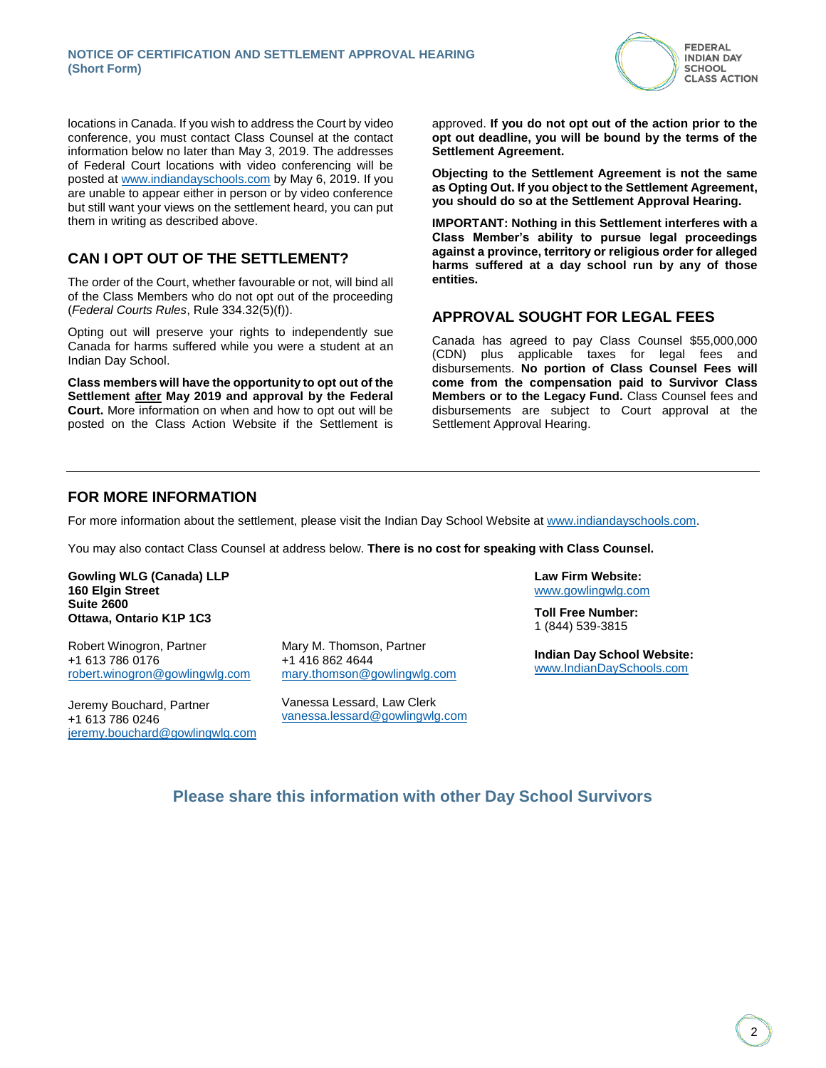locations in Canada. If you wish to address the Court by video conference, you must contact Class Counsel at the contact information below no later than May 3, 2019. The addresses of Federal Court locations with video conferencing will be posted at www.indiandayschools.com by May 6, 2019. If you are unable to appear either in person or by video conference but still want your views on the settlement heard, you can put them in writing as described above.

## CAN I OPT OUT OF THE SETTLEMENT?

The order of the Court, whether favourable or not, will bind all of the Class Members who do not opt out of the proceeding (*Federal Courts Rules*, Rule 334.32(5)(f)).

Opting out will preserve your rights to independently sue Canada for harms suffered while you were a student at an Indian Day School.

**Class members will have the opportunity to opt out of the Settlement after May 2019 and approval by the Federal Court.** More information on when and how to opt out will be posted on the Class Action Website if the Settlement is approved. **If you do not opt out of the action prior to the opt out deadline, you will be bound by the terms of the Settlement Agreement.**

**Objecting to the Settlement Agreement is not the same as Opting Out. If you object to the Settlement Agreement, you should do so at the Settlement Approval Hearing.**

**IMPORTANT: Nothing in this Settlement interferes with a Class Member's ability to pursue legal proceedings against a province, territory or religious order for alleged harms suffered at a day school run by any of those entities.**

## APPROVAL SOUGHT FOR LEGAL FEES

Canada has agreed to pay Class Counsel $55,000,000 (CDN) plus applicable taxes for legal fees and disbursements. **No portion of Class Counsel Fees will come from the compensation paid to Survivor Class Members or to the Legacy Fund.** Class Counsel fees and disbursements are subject to Court approval at the Settlement Approval Hearing.

## FOR MORE INFORMATION

For more information about the settlement, please visit the Indian Day School Website at www.indiandayschools.com.

You may also contact Class Counsel at address below. **There is no cost for speaking with Class Counsel.**

**Gowling WLG (Canada) LLP**
**160 Elgin Street**
**Suite 2600**
**Ottawa, Ontario K1P 1C3**

Robert Winogron, Partner
+1 613 786 0176
robert.winogron@gowlingwlg.com

Jeremy Bouchard, Partner
+1 613 786 0246
jeremy.bouchard@gowlingwlg.com

Mary M. Thomson, Partner
+1 416 862 4644
mary.thomson@gowlingwlg.com

Vanessa Lessard, Law Clerk
vanessa.lessard@gowlingwlg.com

**Law Firm Website:**
www.gowlingwlg.com

**Toll Free Number:**
1 (844) 539-3815

**Indian Day School Website:**
www.IndianDaySchools.com

**Please share this information with other Day School Survivors**